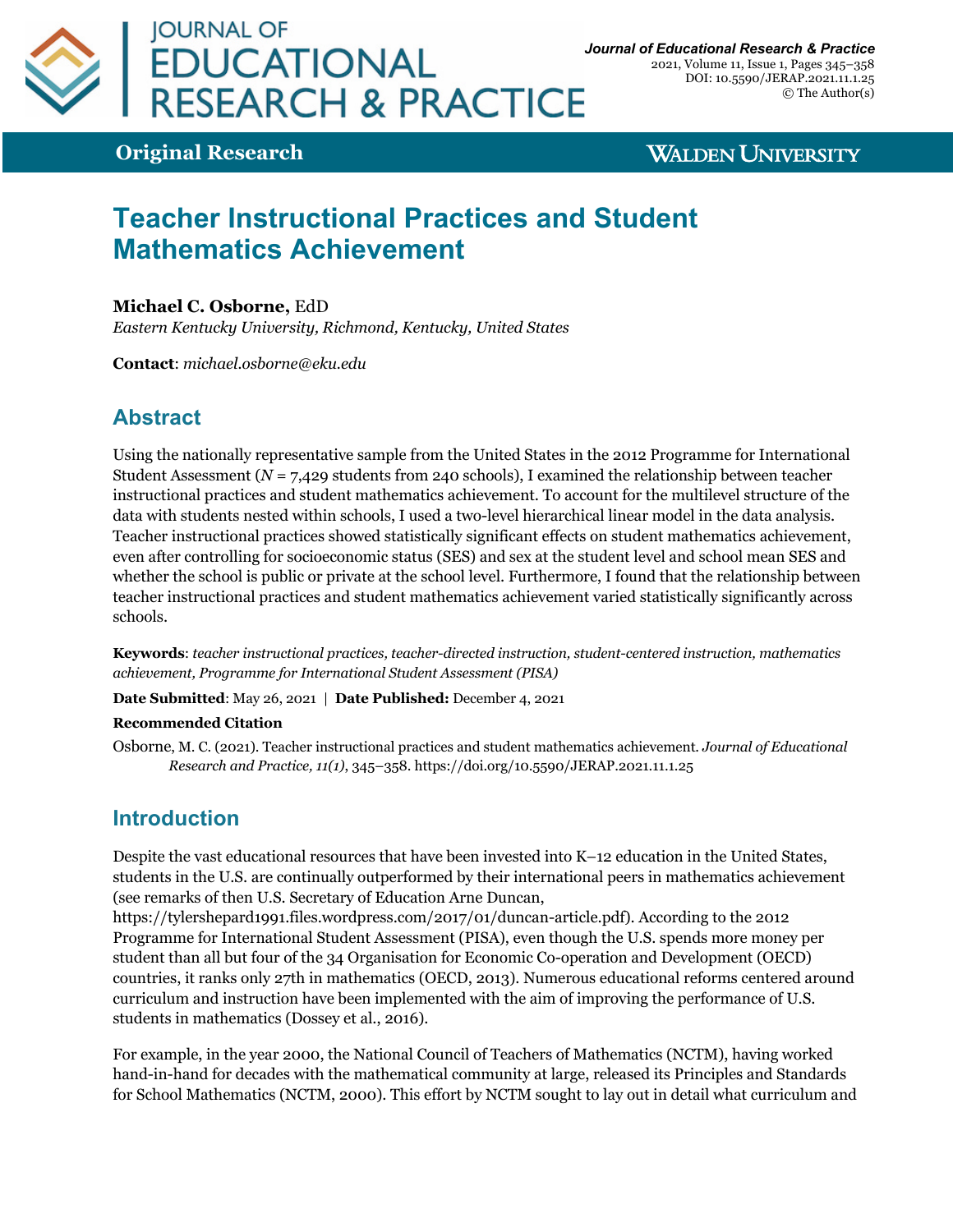**Original Research**

# Teacher Instructional Practices and Student Mathematics Achievement

**Michael C. Osborne,** EdD
*Eastern Kentucky University, Richmond, Kentucky, United States*

**Contact**: *michael.osborne@eku.edu*

## Abstract

Using the nationally representative sample from the United States in the 2012 Programme for International Student Assessment ($N$ = 7,429 students from 240 schools), I examined the relationship between teacher instructional practices and student mathematics achievement. To account for the multilevel structure of the data with students nested within schools, I used a two-level hierarchical linear model in the data analysis. Teacher instructional practices showed statistically significant effects on student mathematics achievement, even after controlling for socioeconomic status (SES) and sex at the student level and school mean SES and whether the school is public or private at the school level. Furthermore, I found that the relationship between teacher instructional practices and student mathematics achievement varied statistically significantly across schools.

**Keywords**: *teacher instructional practices, teacher-directed instruction, student-centered instruction, mathematics achievement, Programme for International Student Assessment (PISA)*

**Date Submitted**: May 26, 2021 | **Date Published:** December 4, 2021

**Recommended Citation**

Osborne, M. C. (2021). Teacher instructional practices and student mathematics achievement. *Journal of Educational Research and Practice, 11(1),* 345–358. https://doi.org/10.5590/JERAP.2021.11.1.25

## Introduction

Despite the vast educational resources that have been invested into K–12 education in the United States, students in the U.S. are continually outperformed by their international peers in mathematics achievement (see remarks of then U.S. Secretary of Education Arne Duncan, https://tylershepard1991.files.wordpress.com/2017/01/duncan-article.pdf). According to the 2012 Programme for International Student Assessment (PISA), even though the U.S. spends more money per student than all but four of the 34 Organisation for Economic Co-operation and Development (OECD) countries, it ranks only 27th in mathematics (OECD, 2013). Numerous educational reforms centered around curriculum and instruction have been implemented with the aim of improving the performance of U.S. students in mathematics (Dossey et al., 2016).

For example, in the year 2000, the National Council of Teachers of Mathematics (NCTM), having worked hand-in-hand for decades with the mathematical community at large, released its Principles and Standards for School Mathematics (NCTM, 2000). This effort by NCTM sought to lay out in detail what curriculum and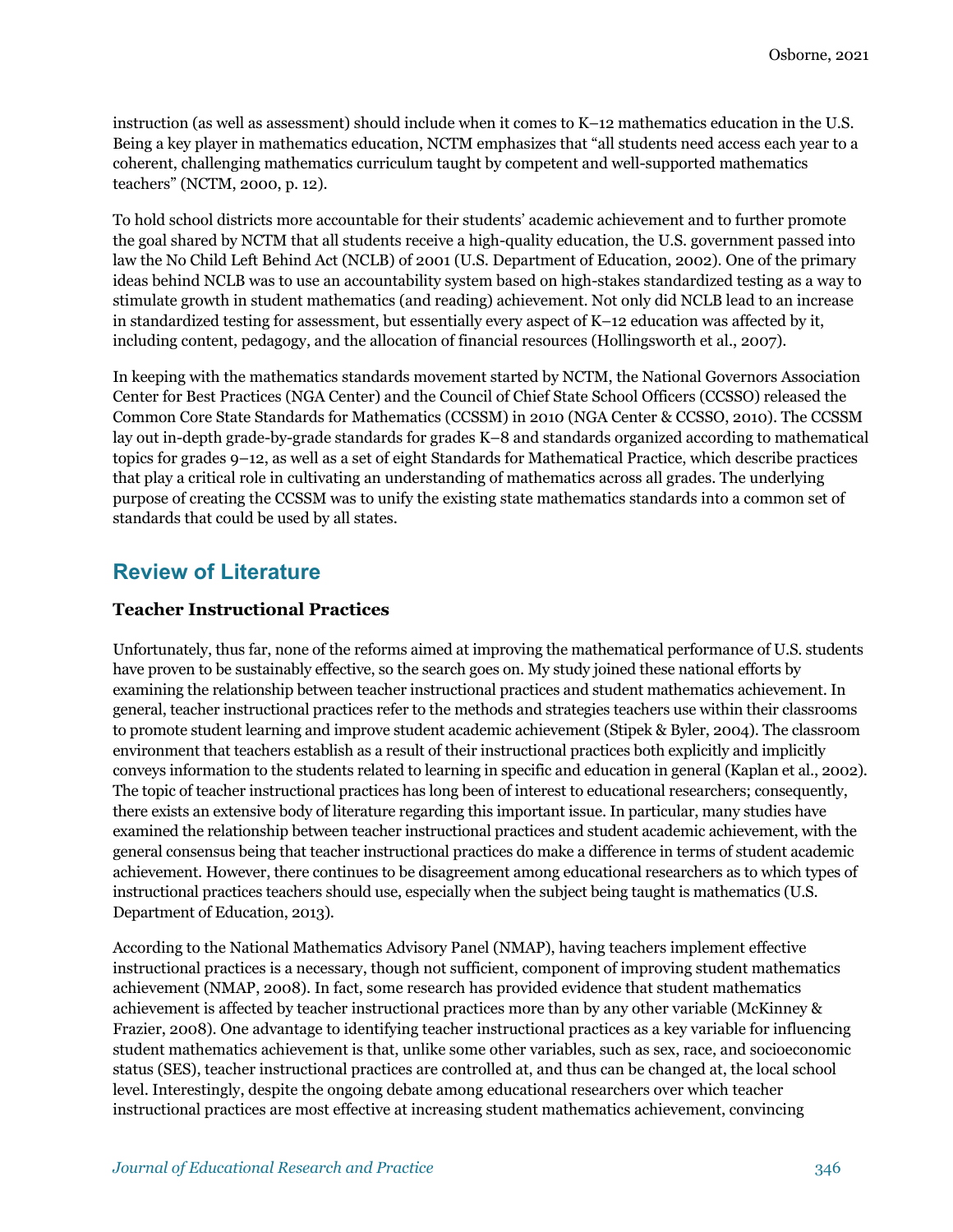instruction (as well as assessment) should include when it comes to K–12 mathematics education in the U.S. Being a key player in mathematics education, NCTM emphasizes that "all students need access each year to a coherent, challenging mathematics curriculum taught by competent and well-supported mathematics teachers" (NCTM, 2000, p. 12).

To hold school districts more accountable for their students' academic achievement and to further promote the goal shared by NCTM that all students receive a high-quality education, the U.S. government passed into law the No Child Left Behind Act (NCLB) of 2001 (U.S. Department of Education, 2002). One of the primary ideas behind NCLB was to use an accountability system based on high-stakes standardized testing as a way to stimulate growth in student mathematics (and reading) achievement. Not only did NCLB lead to an increase in standardized testing for assessment, but essentially every aspect of K–12 education was affected by it, including content, pedagogy, and the allocation of financial resources (Hollingsworth et al., 2007).

In keeping with the mathematics standards movement started by NCTM, the National Governors Association Center for Best Practices (NGA Center) and the Council of Chief State School Officers (CCSSO) released the Common Core State Standards for Mathematics (CCSSM) in 2010 (NGA Center & CCSSO, 2010). The CCSSM lay out in-depth grade-by-grade standards for grades K–8 and standards organized according to mathematical topics for grades 9–12, as well as a set of eight Standards for Mathematical Practice, which describe practices that play a critical role in cultivating an understanding of mathematics across all grades. The underlying purpose of creating the CCSSM was to unify the existing state mathematics standards into a common set of standards that could be used by all states.

## Review of Literature

### Teacher Instructional Practices

Unfortunately, thus far, none of the reforms aimed at improving the mathematical performance of U.S. students have proven to be sustainably effective, so the search goes on. My study joined these national efforts by examining the relationship between teacher instructional practices and student mathematics achievement. In general, teacher instructional practices refer to the methods and strategies teachers use within their classrooms to promote student learning and improve student academic achievement (Stipek & Byler, 2004). The classroom environment that teachers establish as a result of their instructional practices both explicitly and implicitly conveys information to the students related to learning in specific and education in general (Kaplan et al., 2002). The topic of teacher instructional practices has long been of interest to educational researchers; consequently, there exists an extensive body of literature regarding this important issue. In particular, many studies have examined the relationship between teacher instructional practices and student academic achievement, with the general consensus being that teacher instructional practices do make a difference in terms of student academic achievement. However, there continues to be disagreement among educational researchers as to which types of instructional practices teachers should use, especially when the subject being taught is mathematics (U.S. Department of Education, 2013).

According to the National Mathematics Advisory Panel (NMAP), having teachers implement effective instructional practices is a necessary, though not sufficient, component of improving student mathematics achievement (NMAP, 2008). In fact, some research has provided evidence that student mathematics achievement is affected by teacher instructional practices more than by any other variable (McKinney & Frazier, 2008). One advantage to identifying teacher instructional practices as a key variable for influencing student mathematics achievement is that, unlike some other variables, such as sex, race, and socioeconomic status (SES), teacher instructional practices are controlled at, and thus can be changed at, the local school level. Interestingly, despite the ongoing debate among educational researchers over which teacher instructional practices are most effective at increasing student mathematics achievement, convincing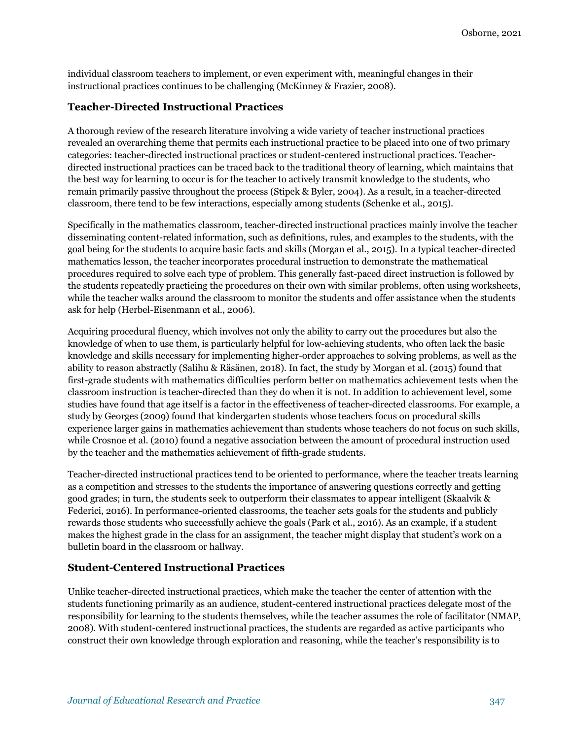individual classroom teachers to implement, or even experiment with, meaningful changes in their instructional practices continues to be challenging (McKinney & Frazier, 2008).

### Teacher-Directed Instructional Practices

A thorough review of the research literature involving a wide variety of teacher instructional practices revealed an overarching theme that permits each instructional practice to be placed into one of two primary categories: teacher-directed instructional practices or student-centered instructional practices. Teacher-directed instructional practices can be traced back to the traditional theory of learning, which maintains that the best way for learning to occur is for the teacher to actively transmit knowledge to the students, who remain primarily passive throughout the process (Stipek & Byler, 2004). As a result, in a teacher-directed classroom, there tend to be few interactions, especially among students (Schenke et al., 2015).

Specifically in the mathematics classroom, teacher-directed instructional practices mainly involve the teacher disseminating content-related information, such as definitions, rules, and examples to the students, with the goal being for the students to acquire basic facts and skills (Morgan et al., 2015). In a typical teacher-directed mathematics lesson, the teacher incorporates procedural instruction to demonstrate the mathematical procedures required to solve each type of problem. This generally fast-paced direct instruction is followed by the students repeatedly practicing the procedures on their own with similar problems, often using worksheets, while the teacher walks around the classroom to monitor the students and offer assistance when the students ask for help (Herbel-Eisenmann et al., 2006).

Acquiring procedural fluency, which involves not only the ability to carry out the procedures but also the knowledge of when to use them, is particularly helpful for low-achieving students, who often lack the basic knowledge and skills necessary for implementing higher-order approaches to solving problems, as well as the ability to reason abstractly (Salihu & Räsänen, 2018). In fact, the study by Morgan et al. (2015) found that first-grade students with mathematics difficulties perform better on mathematics achievement tests when the classroom instruction is teacher-directed than they do when it is not. In addition to achievement level, some studies have found that age itself is a factor in the effectiveness of teacher-directed classrooms. For example, a study by Georges (2009) found that kindergarten students whose teachers focus on procedural skills experience larger gains in mathematics achievement than students whose teachers do not focus on such skills, while Crosnoe et al. (2010) found a negative association between the amount of procedural instruction used by the teacher and the mathematics achievement of fifth-grade students.

Teacher-directed instructional practices tend to be oriented to performance, where the teacher treats learning as a competition and stresses to the students the importance of answering questions correctly and getting good grades; in turn, the students seek to outperform their classmates to appear intelligent (Skaalvik & Federici, 2016). In performance-oriented classrooms, the teacher sets goals for the students and publicly rewards those students who successfully achieve the goals (Park et al., 2016). As an example, if a student makes the highest grade in the class for an assignment, the teacher might display that student's work on a bulletin board in the classroom or hallway.

### Student-Centered Instructional Practices

Unlike teacher-directed instructional practices, which make the teacher the center of attention with the students functioning primarily as an audience, student-centered instructional practices delegate most of the responsibility for learning to the students themselves, while the teacher assumes the role of facilitator (NMAP, 2008). With student-centered instructional practices, the students are regarded as active participants who construct their own knowledge through exploration and reasoning, while the teacher's responsibility is to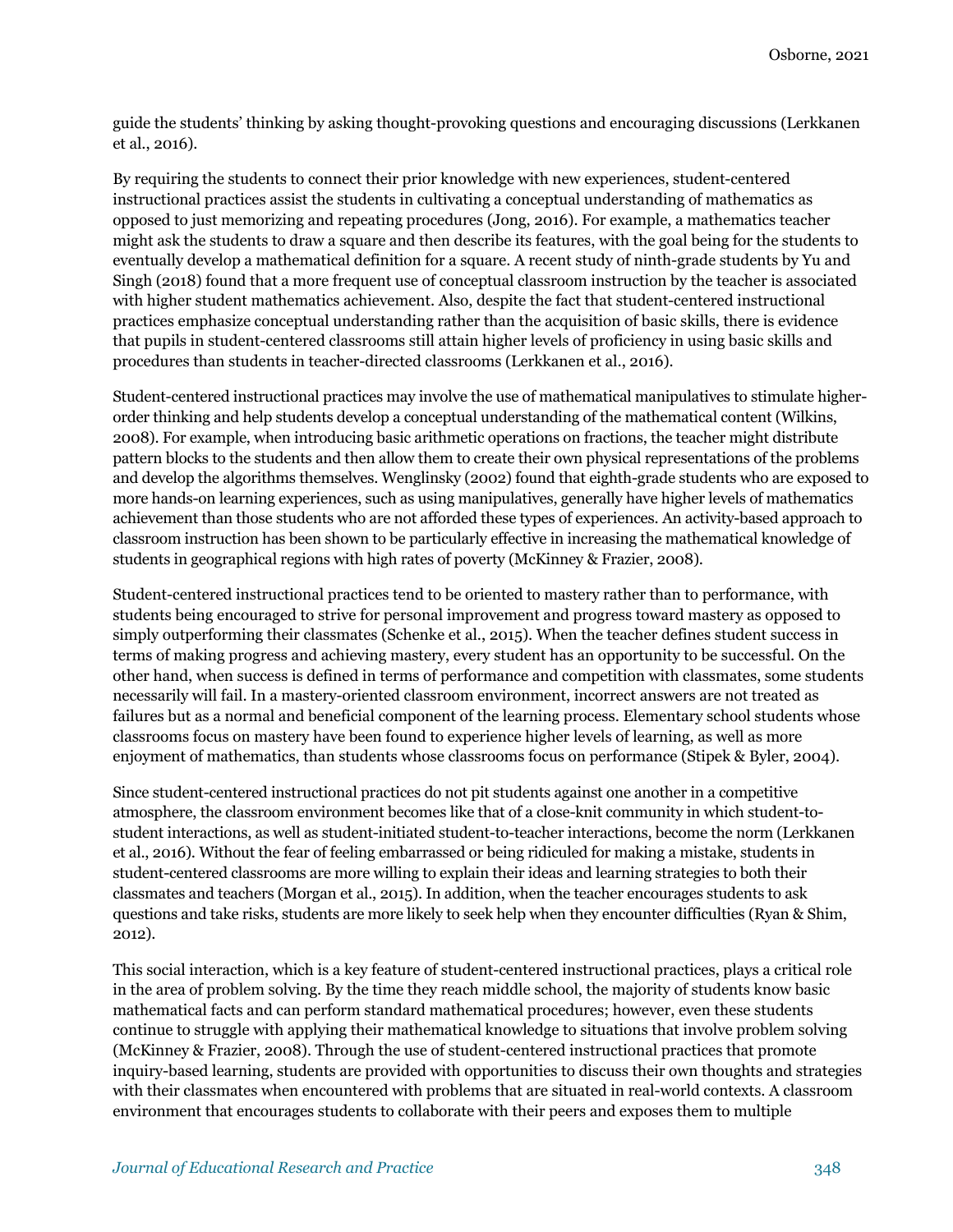guide the students' thinking by asking thought-provoking questions and encouraging discussions (Lerkkanen et al., 2016).

By requiring the students to connect their prior knowledge with new experiences, student-centered instructional practices assist the students in cultivating a conceptual understanding of mathematics as opposed to just memorizing and repeating procedures (Jong, 2016). For example, a mathematics teacher might ask the students to draw a square and then describe its features, with the goal being for the students to eventually develop a mathematical definition for a square. A recent study of ninth-grade students by Yu and Singh (2018) found that a more frequent use of conceptual classroom instruction by the teacher is associated with higher student mathematics achievement. Also, despite the fact that student-centered instructional practices emphasize conceptual understanding rather than the acquisition of basic skills, there is evidence that pupils in student-centered classrooms still attain higher levels of proficiency in using basic skills and procedures than students in teacher-directed classrooms (Lerkkanen et al., 2016).

Student-centered instructional practices may involve the use of mathematical manipulatives to stimulate higher-order thinking and help students develop a conceptual understanding of the mathematical content (Wilkins, 2008). For example, when introducing basic arithmetic operations on fractions, the teacher might distribute pattern blocks to the students and then allow them to create their own physical representations of the problems and develop the algorithms themselves. Wenglinsky (2002) found that eighth-grade students who are exposed to more hands-on learning experiences, such as using manipulatives, generally have higher levels of mathematics achievement than those students who are not afforded these types of experiences. An activity-based approach to classroom instruction has been shown to be particularly effective in increasing the mathematical knowledge of students in geographical regions with high rates of poverty (McKinney & Frazier, 2008).

Student-centered instructional practices tend to be oriented to mastery rather than to performance, with students being encouraged to strive for personal improvement and progress toward mastery as opposed to simply outperforming their classmates (Schenke et al., 2015). When the teacher defines student success in terms of making progress and achieving mastery, every student has an opportunity to be successful. On the other hand, when success is defined in terms of performance and competition with classmates, some students necessarily will fail. In a mastery-oriented classroom environment, incorrect answers are not treated as failures but as a normal and beneficial component of the learning process. Elementary school students whose classrooms focus on mastery have been found to experience higher levels of learning, as well as more enjoyment of mathematics, than students whose classrooms focus on performance (Stipek & Byler, 2004).

Since student-centered instructional practices do not pit students against one another in a competitive atmosphere, the classroom environment becomes like that of a close-knit community in which student-to-student interactions, as well as student-initiated student-to-teacher interactions, become the norm (Lerkkanen et al., 2016). Without the fear of feeling embarrassed or being ridiculed for making a mistake, students in student-centered classrooms are more willing to explain their ideas and learning strategies to both their classmates and teachers (Morgan et al., 2015). In addition, when the teacher encourages students to ask questions and take risks, students are more likely to seek help when they encounter difficulties (Ryan & Shim, 2012).

This social interaction, which is a key feature of student-centered instructional practices, plays a critical role in the area of problem solving. By the time they reach middle school, the majority of students know basic mathematical facts and can perform standard mathematical procedures; however, even these students continue to struggle with applying their mathematical knowledge to situations that involve problem solving (McKinney & Frazier, 2008). Through the use of student-centered instructional practices that promote inquiry-based learning, students are provided with opportunities to discuss their own thoughts and strategies with their classmates when encountered with problems that are situated in real-world contexts. A classroom environment that encourages students to collaborate with their peers and exposes them to multiple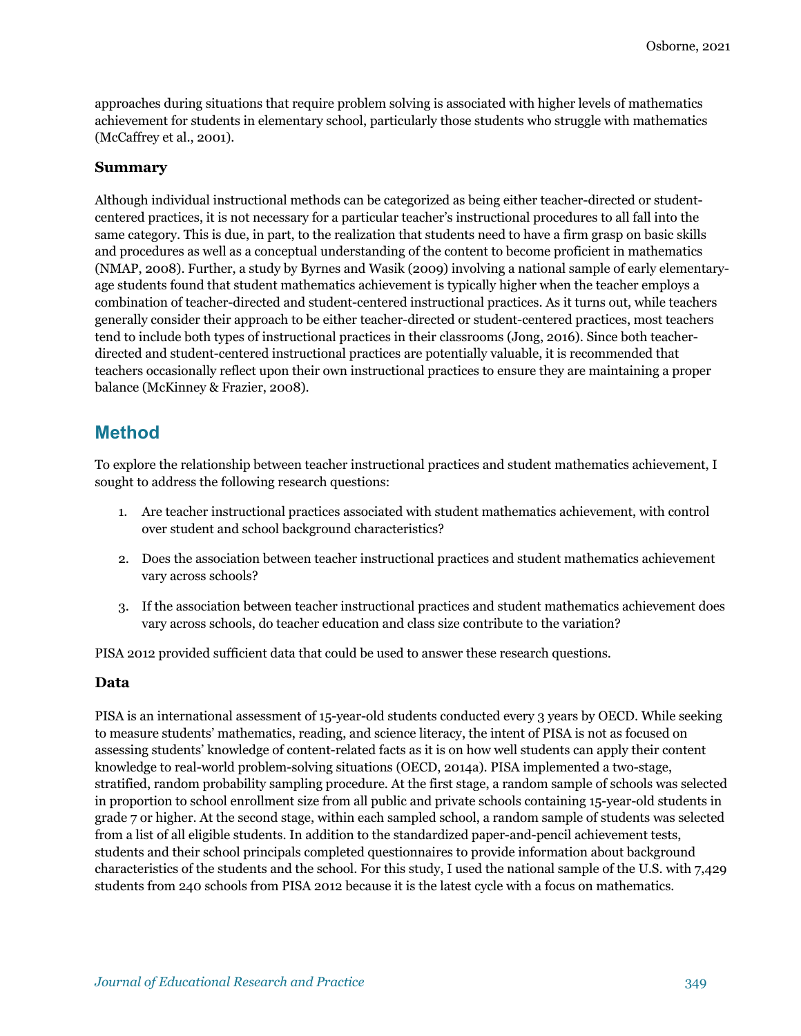approaches during situations that require problem solving is associated with higher levels of mathematics achievement for students in elementary school, particularly those students who struggle with mathematics (McCaffrey et al., 2001).

### Summary

Although individual instructional methods can be categorized as being either teacher-directed or student-centered practices, it is not necessary for a particular teacher's instructional procedures to all fall into the same category. This is due, in part, to the realization that students need to have a firm grasp on basic skills and procedures as well as a conceptual understanding of the content to become proficient in mathematics (NMAP, 2008). Further, a study by Byrnes and Wasik (2009) involving a national sample of early elementary-age students found that student mathematics achievement is typically higher when the teacher employs a combination of teacher-directed and student-centered instructional practices. As it turns out, while teachers generally consider their approach to be either teacher-directed or student-centered practices, most teachers tend to include both types of instructional practices in their classrooms (Jong, 2016). Since both teacher-directed and student-centered instructional practices are potentially valuable, it is recommended that teachers occasionally reflect upon their own instructional practices to ensure they are maintaining a proper balance (McKinney & Frazier, 2008).

## Method

To explore the relationship between teacher instructional practices and student mathematics achievement, I sought to address the following research questions:

1. Are teacher instructional practices associated with student mathematics achievement, with control over student and school background characteristics?
2. Does the association between teacher instructional practices and student mathematics achievement vary across schools?
3. If the association between teacher instructional practices and student mathematics achievement does vary across schools, do teacher education and class size contribute to the variation?

PISA 2012 provided sufficient data that could be used to answer these research questions.

### Data

PISA is an international assessment of 15-year-old students conducted every 3 years by OECD. While seeking to measure students' mathematics, reading, and science literacy, the intent of PISA is not as focused on assessing students' knowledge of content-related facts as it is on how well students can apply their content knowledge to real-world problem-solving situations (OECD, 2014a). PISA implemented a two-stage, stratified, random probability sampling procedure. At the first stage, a random sample of schools was selected in proportion to school enrollment size from all public and private schools containing 15-year-old students in grade 7 or higher. At the second stage, within each sampled school, a random sample of students was selected from a list of all eligible students. In addition to the standardized paper-and-pencil achievement tests, students and their school principals completed questionnaires to provide information about background characteristics of the students and the school. For this study, I used the national sample of the U.S. with 7,429 students from 240 schools from PISA 2012 because it is the latest cycle with a focus on mathematics.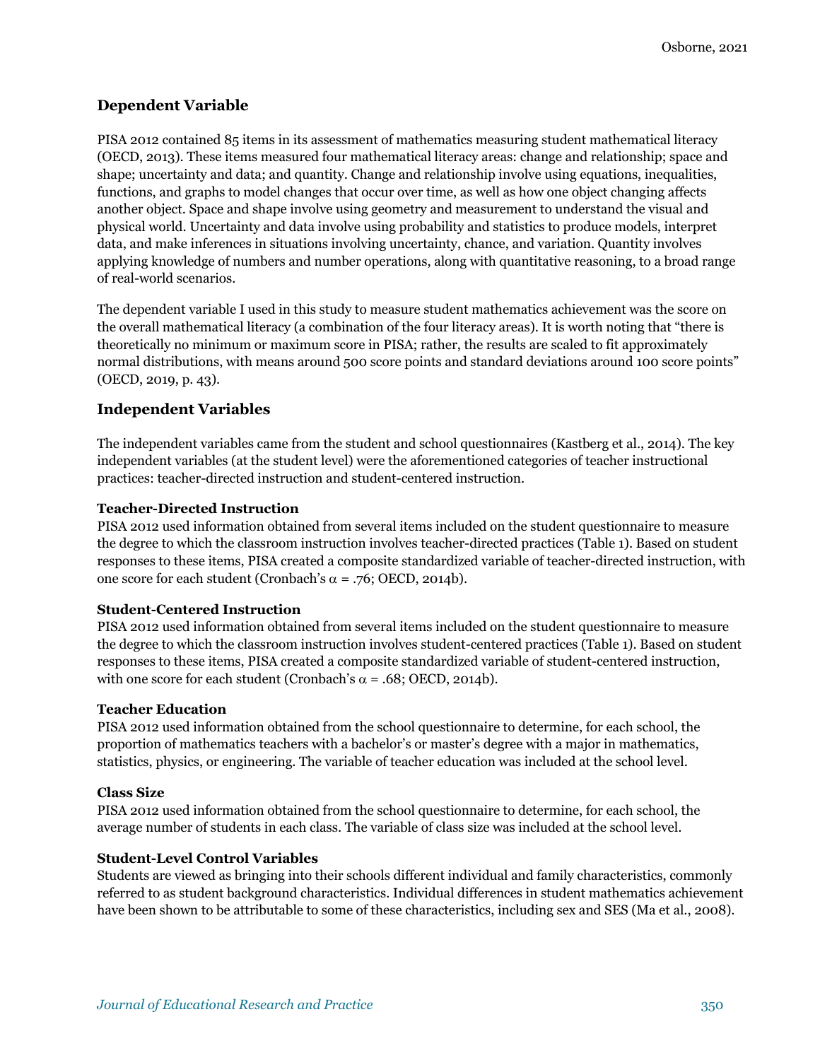## Dependent Variable

PISA 2012 contained 85 items in its assessment of mathematics measuring student mathematical literacy (OECD, 2013). These items measured four mathematical literacy areas: change and relationship; space and shape; uncertainty and data; and quantity. Change and relationship involve using equations, inequalities, functions, and graphs to model changes that occur over time, as well as how one object changing affects another object. Space and shape involve using geometry and measurement to understand the visual and physical world. Uncertainty and data involve using probability and statistics to produce models, interpret data, and make inferences in situations involving uncertainty, chance, and variation. Quantity involves applying knowledge of numbers and number operations, along with quantitative reasoning, to a broad range of real-world scenarios.

The dependent variable I used in this study to measure student mathematics achievement was the score on the overall mathematical literacy (a combination of the four literacy areas). It is worth noting that "there is theoretically no minimum or maximum score in PISA; rather, the results are scaled to fit approximately normal distributions, with means around 500 score points and standard deviations around 100 score points" (OECD, 2019, p. 43).

## Independent Variables

The independent variables came from the student and school questionnaires (Kastberg et al., 2014). The key independent variables (at the student level) were the aforementioned categories of teacher instructional practices: teacher-directed instruction and student-centered instruction.

### Teacher-Directed Instruction

PISA 2012 used information obtained from several items included on the student questionnaire to measure the degree to which the classroom instruction involves teacher-directed practices (Table 1). Based on student responses to these items, PISA created a composite standardized variable of teacher-directed instruction, with one score for each student (Cronbach's $\alpha$ = .76; OECD, 2014b).

### Student-Centered Instruction

PISA 2012 used information obtained from several items included on the student questionnaire to measure the degree to which the classroom instruction involves student-centered practices (Table 1). Based on student responses to these items, PISA created a composite standardized variable of student-centered instruction, with one score for each student (Cronbach's $\alpha$ = .68; OECD, 2014b).

### Teacher Education

PISA 2012 used information obtained from the school questionnaire to determine, for each school, the proportion of mathematics teachers with a bachelor's or master's degree with a major in mathematics, statistics, physics, or engineering. The variable of teacher education was included at the school level.

### Class Size

PISA 2012 used information obtained from the school questionnaire to determine, for each school, the average number of students in each class. The variable of class size was included at the school level.

### Student-Level Control Variables

Students are viewed as bringing into their schools different individual and family characteristics, commonly referred to as student background characteristics. Individual differences in student mathematics achievement have been shown to be attributable to some of these characteristics, including sex and SES (Ma et al., 2008).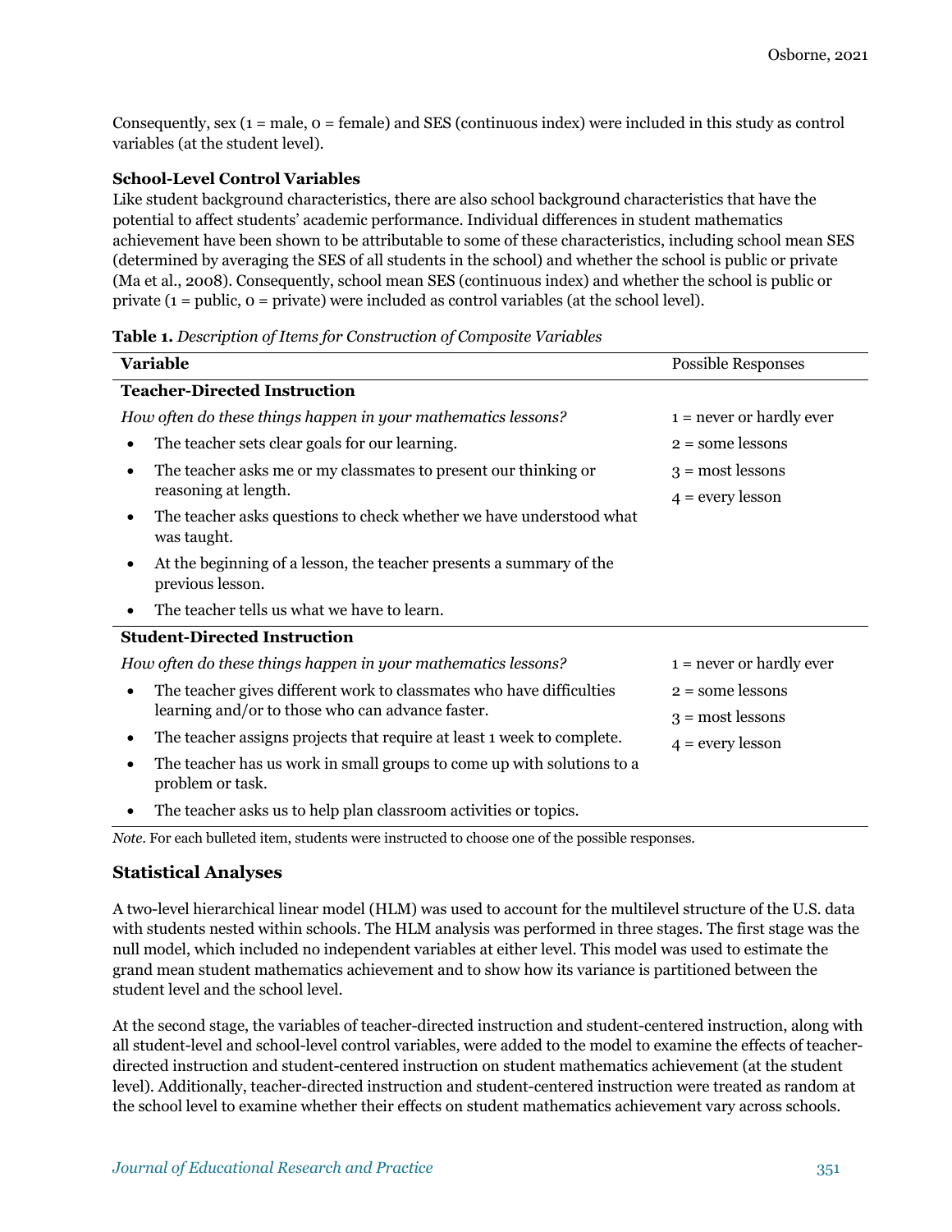Consequently, sex (1 = male, 0 = female) and SES (continuous index) were included in this study as control variables (at the student level).

**School-Level Control Variables**

Like student background characteristics, there are also school background characteristics that have the potential to affect students' academic performance. Individual differences in student mathematics achievement have been shown to be attributable to some of these characteristics, including school mean SES (determined by averaging the SES of all students in the school) and whether the school is public or private (Ma et al., 2008). Consequently, school mean SES (continuous index) and whether the school is public or private (1 = public, 0 = private) were included as control variables (at the school level).

**Table 1.** *Description of Items for Construction of Composite Variables*

| **Variable** | Possible Responses |
|---|---|
| **Teacher-Directed Instruction** | |
| *How often do these things happen in your mathematics lessons?* | 1 = never or hardly ever |
| • The teacher sets clear goals for our learning. | 2 = some lessons |
| • The teacher asks me or my classmates to present our thinking or reasoning at length. | 3 = most lessons<br>4 = every lesson |
| • The teacher asks questions to check whether we have understood what was taught. | |
| • At the beginning of a lesson, the teacher presents a summary of the previous lesson. | |
| • The teacher tells us what we have to learn. | |
| **Student-Directed Instruction** | |
| *How often do these things happen in your mathematics lessons?* | 1 = never or hardly ever |
| • The teacher gives different work to classmates who have difficulties learning and/or to those who can advance faster. | 2 = some lessons<br>3 = most lessons |
| • The teacher assigns projects that require at least 1 week to complete. | 4 = every lesson |
| • The teacher has us work in small groups to come up with solutions to a problem or task. | |
| • The teacher asks us to help plan classroom activities or topics. | |

*Note.* For each bulleted item, students were instructed to choose one of the possible responses.

## Statistical Analyses

A two-level hierarchical linear model (HLM) was used to account for the multilevel structure of the U.S. data with students nested within schools. The HLM analysis was performed in three stages. The first stage was the null model, which included no independent variables at either level. This model was used to estimate the grand mean student mathematics achievement and to show how its variance is partitioned between the student level and the school level.

At the second stage, the variables of teacher-directed instruction and student-centered instruction, along with all student-level and school-level control variables, were added to the model to examine the effects of teacher-directed instruction and student-centered instruction on student mathematics achievement (at the student level). Additionally, teacher-directed instruction and student-centered instruction were treated as random at the school level to examine whether their effects on student mathematics achievement vary across schools.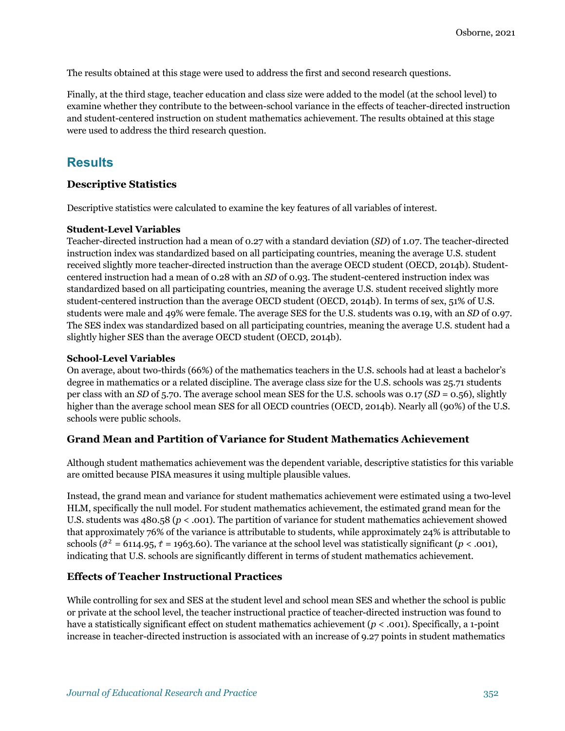The results obtained at this stage were used to address the first and second research questions.

Finally, at the third stage, teacher education and class size were added to the model (at the school level) to examine whether they contribute to the between-school variance in the effects of teacher-directed instruction and student-centered instruction on student mathematics achievement. The results obtained at this stage were used to address the third research question.

## Results

### Descriptive Statistics

Descriptive statistics were calculated to examine the key features of all variables of interest.

#### Student-Level Variables

Teacher-directed instruction had a mean of 0.27 with a standard deviation (*SD*) of 1.07. The teacher-directed instruction index was standardized based on all participating countries, meaning the average U.S. student received slightly more teacher-directed instruction than the average OECD student (OECD, 2014b). Student-centered instruction had a mean of 0.28 with an *SD* of 0.93. The student-centered instruction index was standardized based on all participating countries, meaning the average U.S. student received slightly more student-centered instruction than the average OECD student (OECD, 2014b). In terms of sex, 51% of U.S. students were male and 49% were female. The average SES for the U.S. students was 0.19, with an *SD* of 0.97. The SES index was standardized based on all participating countries, meaning the average U.S. student had a slightly higher SES than the average OECD student (OECD, 2014b).

#### School-Level Variables

On average, about two-thirds (66%) of the mathematics teachers in the U.S. schools had at least a bachelor's degree in mathematics or a related discipline. The average class size for the U.S. schools was 25.71 students per class with an *SD* of 5.70. The average school mean SES for the U.S. schools was 0.17 ($SD$ = 0.56), slightly higher than the average school mean SES for all OECD countries (OECD, 2014b). Nearly all (90%) of the U.S. schools were public schools.

### Grand Mean and Partition of Variance for Student Mathematics Achievement

Although student mathematics achievement was the dependent variable, descriptive statistics for this variable are omitted because PISA measures it using multiple plausible values.

Instead, the grand mean and variance for student mathematics achievement were estimated using a two-level HLM, specifically the null model. For student mathematics achievement, the estimated grand mean for the U.S. students was 480.58 ($p < .001$). The partition of variance for student mathematics achievement showed that approximately 76% of the variance is attributable to students, while approximately 24% is attributable to schools ($\hat{\sigma}^2$ = 6114.95, $\hat{\tau}$ = 1963.60). The variance at the school level was statistically significant ($p < .001$), indicating that U.S. schools are significantly different in terms of student mathematics achievement.

### Effects of Teacher Instructional Practices

While controlling for sex and SES at the student level and school mean SES and whether the school is public or private at the school level, the teacher instructional practice of teacher-directed instruction was found to have a statistically significant effect on student mathematics achievement ($p < .001$). Specifically, a 1-point increase in teacher-directed instruction is associated with an increase of 9.27 points in student mathematics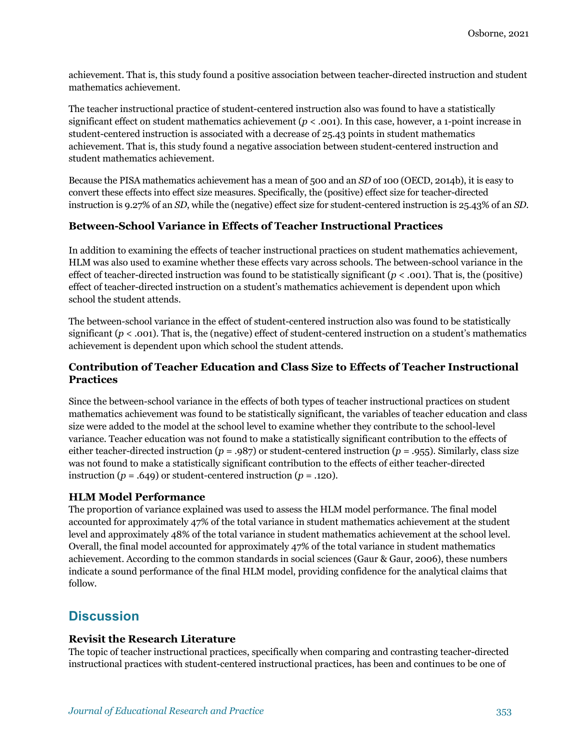achievement. That is, this study found a positive association between teacher-directed instruction and student mathematics achievement.

The teacher instructional practice of student-centered instruction also was found to have a statistically significant effect on student mathematics achievement ($p < .001$). In this case, however, a 1-point increase in student-centered instruction is associated with a decrease of 25.43 points in student mathematics achievement. That is, this study found a negative association between student-centered instruction and student mathematics achievement.

Because the PISA mathematics achievement has a mean of 500 and an *SD* of 100 (OECD, 2014b), it is easy to convert these effects into effect size measures. Specifically, the (positive) effect size for teacher-directed instruction is 9.27% of an *SD*, while the (negative) effect size for student-centered instruction is 25.43% of an *SD*.

### Between-School Variance in Effects of Teacher Instructional Practices

In addition to examining the effects of teacher instructional practices on student mathematics achievement, HLM was also used to examine whether these effects vary across schools. The between-school variance in the effect of teacher-directed instruction was found to be statistically significant ($p < .001$). That is, the (positive) effect of teacher-directed instruction on a student's mathematics achievement is dependent upon which school the student attends.

The between-school variance in the effect of student-centered instruction also was found to be statistically significant ($p < .001$). That is, the (negative) effect of student-centered instruction on a student's mathematics achievement is dependent upon which school the student attends.

### Contribution of Teacher Education and Class Size to Effects of Teacher Instructional Practices

Since the between-school variance in the effects of both types of teacher instructional practices on student mathematics achievement was found to be statistically significant, the variables of teacher education and class size were added to the model at the school level to examine whether they contribute to the school-level variance. Teacher education was not found to make a statistically significant contribution to the effects of either teacher-directed instruction ($p = .987$) or student-centered instruction ($p = .955$). Similarly, class size was not found to make a statistically significant contribution to the effects of either teacher-directed instruction ($p = .649$) or student-centered instruction ($p = .120$).

### HLM Model Performance

The proportion of variance explained was used to assess the HLM model performance. The final model accounted for approximately 47% of the total variance in student mathematics achievement at the student level and approximately 48% of the total variance in student mathematics achievement at the school level. Overall, the final model accounted for approximately 47% of the total variance in student mathematics achievement. According to the common standards in social sciences (Gaur & Gaur, 2006), these numbers indicate a sound performance of the final HLM model, providing confidence for the analytical claims that follow.

## Discussion

### Revisit the Research Literature

The topic of teacher instructional practices, specifically when comparing and contrasting teacher-directed instructional practices with student-centered instructional practices, has been and continues to be one of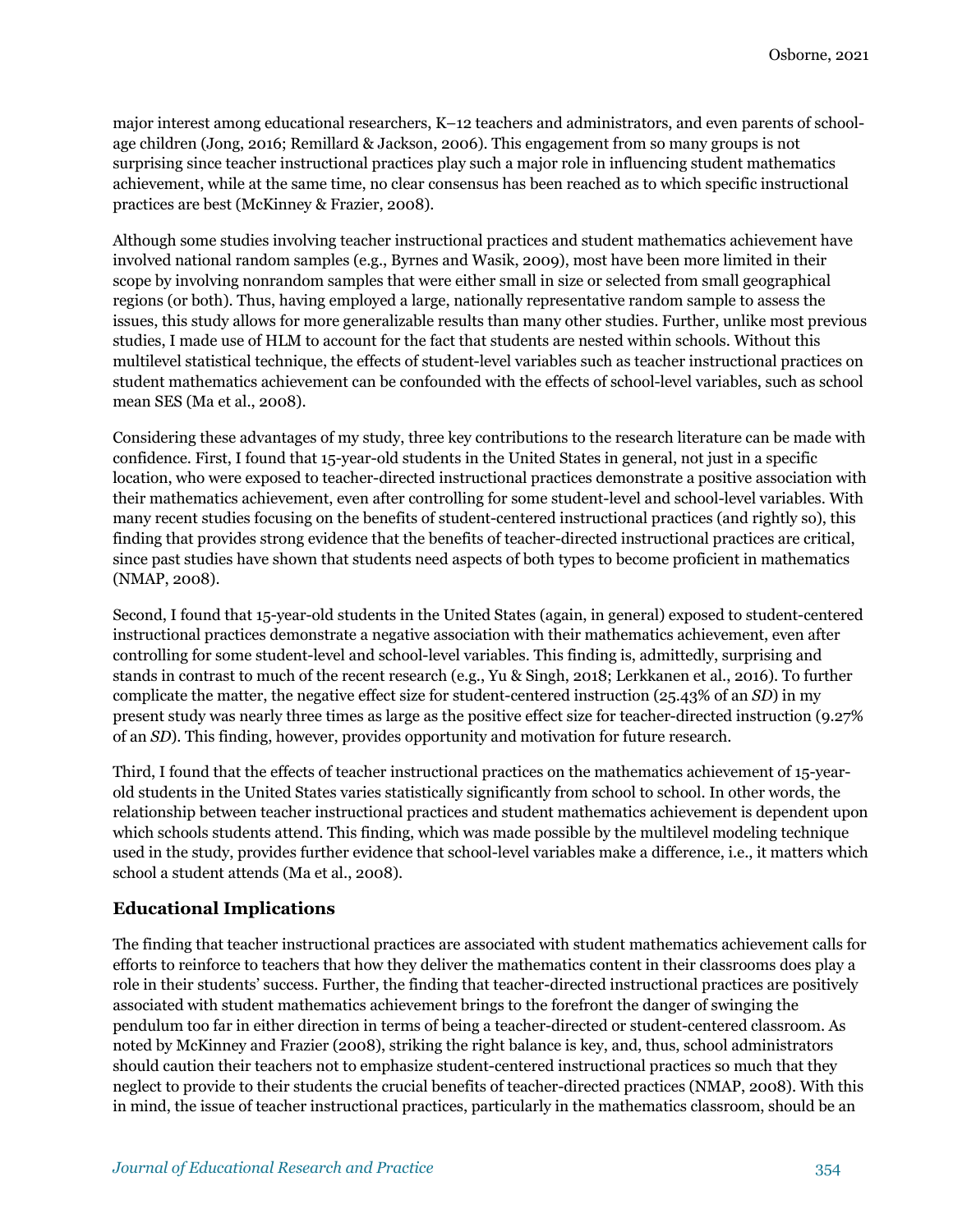major interest among educational researchers, K–12 teachers and administrators, and even parents of school-age children (Jong, 2016; Remillard & Jackson, 2006). This engagement from so many groups is not surprising since teacher instructional practices play such a major role in influencing student mathematics achievement, while at the same time, no clear consensus has been reached as to which specific instructional practices are best (McKinney & Frazier, 2008).

Although some studies involving teacher instructional practices and student mathematics achievement have involved national random samples (e.g., Byrnes and Wasik, 2009), most have been more limited in their scope by involving nonrandom samples that were either small in size or selected from small geographical regions (or both). Thus, having employed a large, nationally representative random sample to assess the issues, this study allows for more generalizable results than many other studies. Further, unlike most previous studies, I made use of HLM to account for the fact that students are nested within schools. Without this multilevel statistical technique, the effects of student-level variables such as teacher instructional practices on student mathematics achievement can be confounded with the effects of school-level variables, such as school mean SES (Ma et al., 2008).

Considering these advantages of my study, three key contributions to the research literature can be made with confidence. First, I found that 15-year-old students in the United States in general, not just in a specific location, who were exposed to teacher-directed instructional practices demonstrate a positive association with their mathematics achievement, even after controlling for some student-level and school-level variables. With many recent studies focusing on the benefits of student-centered instructional practices (and rightly so), this finding that provides strong evidence that the benefits of teacher-directed instructional practices are critical, since past studies have shown that students need aspects of both types to become proficient in mathematics (NMAP, 2008).

Second, I found that 15-year-old students in the United States (again, in general) exposed to student-centered instructional practices demonstrate a negative association with their mathematics achievement, even after controlling for some student-level and school-level variables. This finding is, admittedly, surprising and stands in contrast to much of the recent research (e.g., Yu & Singh, 2018; Lerkkanen et al., 2016). To further complicate the matter, the negative effect size for student-centered instruction (25.43% of an *SD*) in my present study was nearly three times as large as the positive effect size for teacher-directed instruction (9.27% of an *SD*). This finding, however, provides opportunity and motivation for future research.

Third, I found that the effects of teacher instructional practices on the mathematics achievement of 15-year-old students in the United States varies statistically significantly from school to school. In other words, the relationship between teacher instructional practices and student mathematics achievement is dependent upon which schools students attend. This finding, which was made possible by the multilevel modeling technique used in the study, provides further evidence that school-level variables make a difference, i.e., it matters which school a student attends (Ma et al., 2008).

## Educational Implications

The finding that teacher instructional practices are associated with student mathematics achievement calls for efforts to reinforce to teachers that how they deliver the mathematics content in their classrooms does play a role in their students' success. Further, the finding that teacher-directed instructional practices are positively associated with student mathematics achievement brings to the forefront the danger of swinging the pendulum too far in either direction in terms of being a teacher-directed or student-centered classroom. As noted by McKinney and Frazier (2008), striking the right balance is key, and, thus, school administrators should caution their teachers not to emphasize student-centered instructional practices so much that they neglect to provide to their students the crucial benefits of teacher-directed practices (NMAP, 2008). With this in mind, the issue of teacher instructional practices, particularly in the mathematics classroom, should be an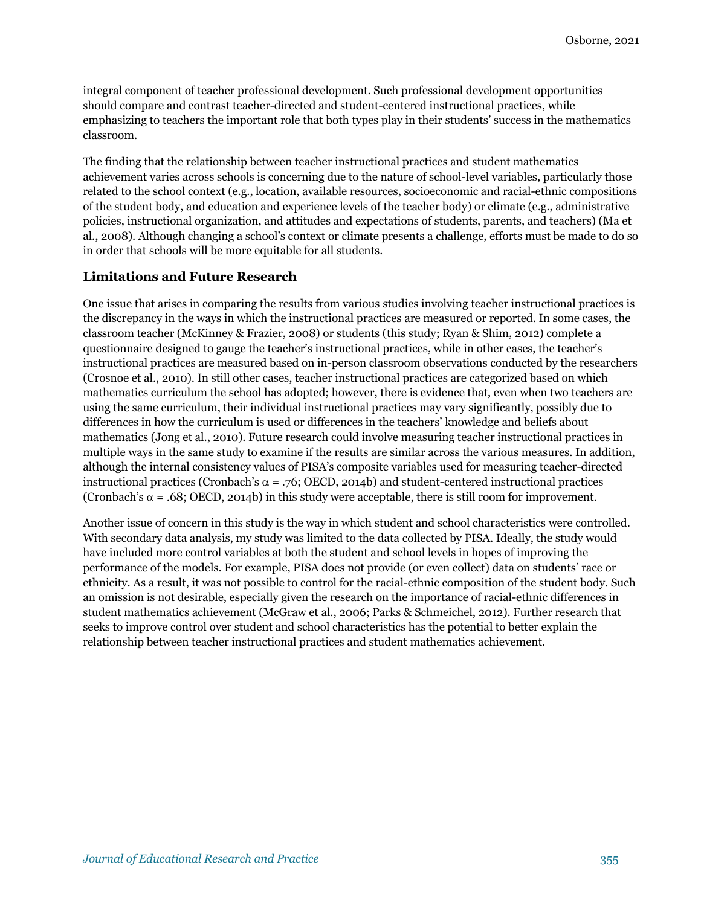integral component of teacher professional development. Such professional development opportunities should compare and contrast teacher-directed and student-centered instructional practices, while emphasizing to teachers the important role that both types play in their students' success in the mathematics classroom.

The finding that the relationship between teacher instructional practices and student mathematics achievement varies across schools is concerning due to the nature of school-level variables, particularly those related to the school context (e.g., location, available resources, socioeconomic and racial-ethnic compositions of the student body, and education and experience levels of the teacher body) or climate (e.g., administrative policies, instructional organization, and attitudes and expectations of students, parents, and teachers) (Ma et al., 2008). Although changing a school's context or climate presents a challenge, efforts must be made to do so in order that schools will be more equitable for all students.

### Limitations and Future Research

One issue that arises in comparing the results from various studies involving teacher instructional practices is the discrepancy in the ways in which the instructional practices are measured or reported. In some cases, the classroom teacher (McKinney & Frazier, 2008) or students (this study; Ryan & Shim, 2012) complete a questionnaire designed to gauge the teacher's instructional practices, while in other cases, the teacher's instructional practices are measured based on in-person classroom observations conducted by the researchers (Crosnoe et al., 2010). In still other cases, teacher instructional practices are categorized based on which mathematics curriculum the school has adopted; however, there is evidence that, even when two teachers are using the same curriculum, their individual instructional practices may vary significantly, possibly due to differences in how the curriculum is used or differences in the teachers' knowledge and beliefs about mathematics (Jong et al., 2010). Future research could involve measuring teacher instructional practices in multiple ways in the same study to examine if the results are similar across the various measures. In addition, although the internal consistency values of PISA's composite variables used for measuring teacher-directed instructional practices (Cronbach's $\alpha = .76$; OECD, 2014b) and student-centered instructional practices (Cronbach's $\alpha = .68$; OECD, 2014b) in this study were acceptable, there is still room for improvement.

Another issue of concern in this study is the way in which student and school characteristics were controlled. With secondary data analysis, my study was limited to the data collected by PISA. Ideally, the study would have included more control variables at both the student and school levels in hopes of improving the performance of the models. For example, PISA does not provide (or even collect) data on students' race or ethnicity. As a result, it was not possible to control for the racial-ethnic composition of the student body. Such an omission is not desirable, especially given the research on the importance of racial-ethnic differences in student mathematics achievement (McGraw et al., 2006; Parks & Schmeichel, 2012). Further research that seeks to improve control over student and school characteristics has the potential to better explain the relationship between teacher instructional practices and student mathematics achievement.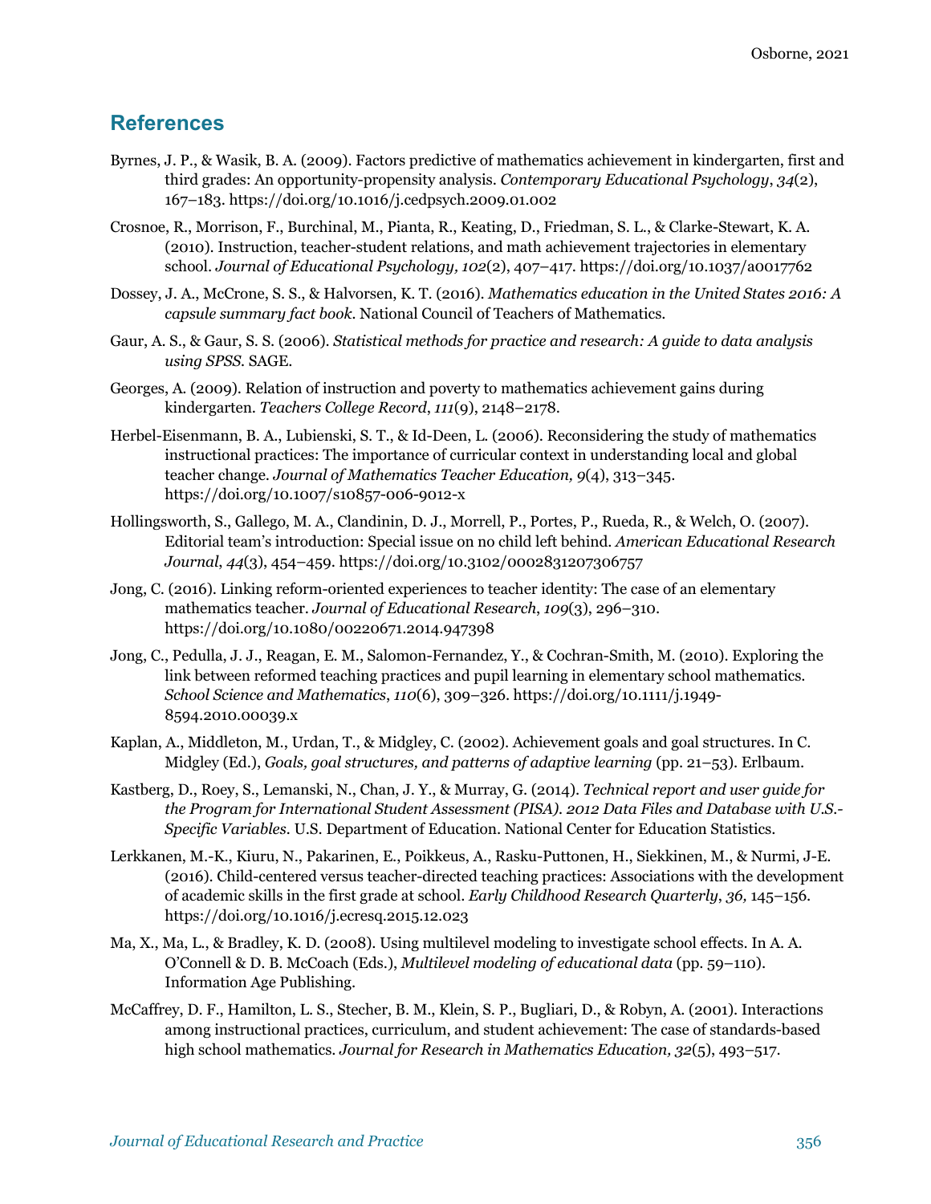## References

Byrnes, J. P., & Wasik, B. A. (2009). Factors predictive of mathematics achievement in kindergarten, first and third grades: An opportunity-propensity analysis. *Contemporary Educational Psychology*, *34*(2), 167–183. https://doi.org/10.1016/j.cedpsych.2009.01.002

Crosnoe, R., Morrison, F., Burchinal, M., Pianta, R., Keating, D., Friedman, S. L., & Clarke-Stewart, K. A. (2010). Instruction, teacher-student relations, and math achievement trajectories in elementary school. *Journal of Educational Psychology, 102*(2), 407–417. https://doi.org/10.1037/a0017762

Dossey, J. A., McCrone, S. S., & Halvorsen, K. T. (2016). *Mathematics education in the United States 2016: A capsule summary fact book*. National Council of Teachers of Mathematics.

Gaur, A. S., & Gaur, S. S. (2006). *Statistical methods for practice and research: A guide to data analysis using SPSS*. SAGE.

Georges, A. (2009). Relation of instruction and poverty to mathematics achievement gains during kindergarten. *Teachers College Record*, *111*(9), 2148–2178.

Herbel-Eisenmann, B. A., Lubienski, S. T., & Id-Deen, L. (2006). Reconsidering the study of mathematics instructional practices: The importance of curricular context in understanding local and global teacher change. *Journal of Mathematics Teacher Education, 9*(4), 313–345. https://doi.org/10.1007/s10857-006-9012-x

Hollingsworth, S., Gallego, M. A., Clandinin, D. J., Morrell, P., Portes, P., Rueda, R., & Welch, O. (2007). Editorial team's introduction: Special issue on no child left behind. *American Educational Research Journal*, *44*(3), 454–459. https://doi.org/10.3102/0002831207306757

Jong, C. (2016). Linking reform-oriented experiences to teacher identity: The case of an elementary mathematics teacher. *Journal of Educational Research*, *109*(3), 296–310. https://doi.org/10.1080/00220671.2014.947398

Jong, C., Pedulla, J. J., Reagan, E. M., Salomon-Fernandez, Y., & Cochran-Smith, M. (2010). Exploring the link between reformed teaching practices and pupil learning in elementary school mathematics. *School Science and Mathematics*, *110*(6), 309–326. https://doi.org/10.1111/j.1949-8594.2010.00039.x

Kaplan, A., Middleton, M., Urdan, T., & Midgley, C. (2002). Achievement goals and goal structures. In C. Midgley (Ed.), *Goals, goal structures, and patterns of adaptive learning* (pp. 21–53). Erlbaum.

Kastberg, D., Roey, S., Lemanski, N., Chan, J. Y., & Murray, G. (2014). *Technical report and user guide for the Program for International Student Assessment (PISA). 2012 Data Files and Database with U.S.-Specific Variables*. U.S. Department of Education. National Center for Education Statistics.

Lerkkanen, M.-K., Kiuru, N., Pakarinen, E., Poikkeus, A., Rasku-Puttonen, H., Siekkinen, M., & Nurmi, J-E. (2016). Child-centered versus teacher-directed teaching practices: Associations with the development of academic skills in the first grade at school. *Early Childhood Research Quarterly*, *36,* 145–156. https://doi.org/10.1016/j.ecresq.2015.12.023

Ma, X., Ma, L., & Bradley, K. D. (2008). Using multilevel modeling to investigate school effects. In A. A. O'Connell & D. B. McCoach (Eds.), *Multilevel modeling of educational data* (pp. 59–110). Information Age Publishing.

McCaffrey, D. F., Hamilton, L. S., Stecher, B. M., Klein, S. P., Bugliari, D., & Robyn, A. (2001). Interactions among instructional practices, curriculum, and student achievement: The case of standards-based high school mathematics. *Journal for Research in Mathematics Education, 32*(5), 493–517.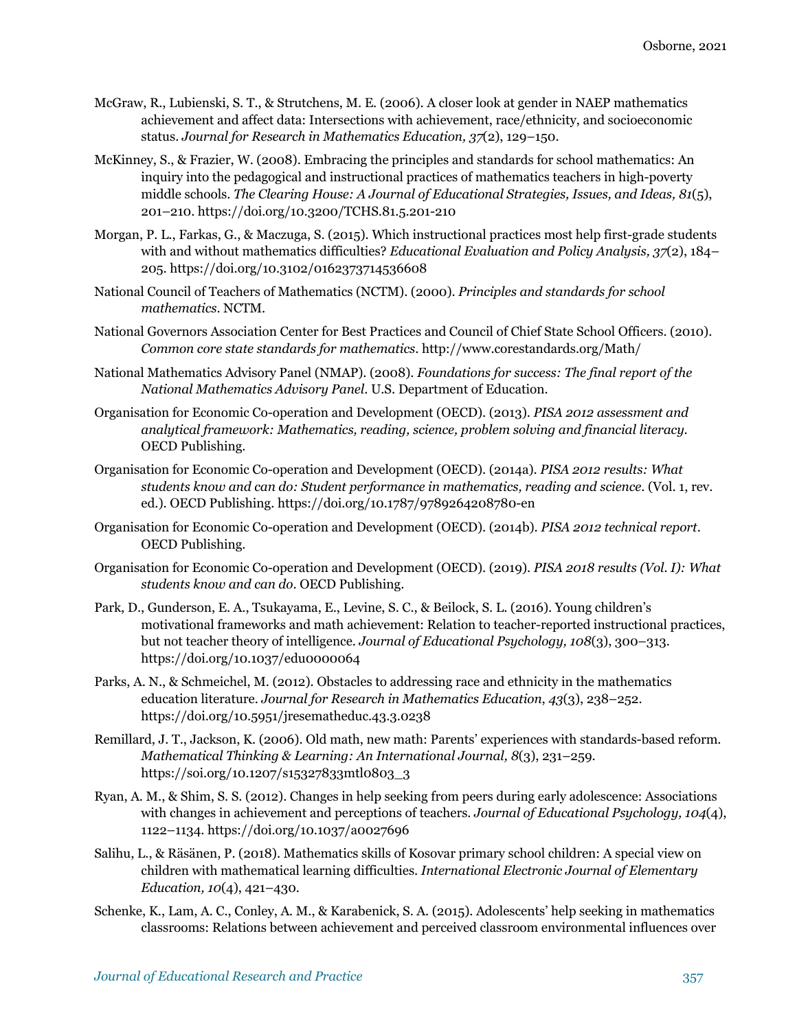McGraw, R., Lubienski, S. T., & Strutchens, M. E. (2006). A closer look at gender in NAEP mathematics achievement and affect data: Intersections with achievement, race/ethnicity, and socioeconomic status. *Journal for Research in Mathematics Education, 37*(2), 129–150.

McKinney, S., & Frazier, W. (2008). Embracing the principles and standards for school mathematics: An inquiry into the pedagogical and instructional practices of mathematics teachers in high-poverty middle schools. *The Clearing House: A Journal of Educational Strategies, Issues, and Ideas, 81*(5), 201–210. https://doi.org/10.3200/TCHS.81.5.201-210

Morgan, P. L., Farkas, G., & Maczuga, S. (2015). Which instructional practices most help first-grade students with and without mathematics difficulties? *Educational Evaluation and Policy Analysis, 37*(2), 184–205. https://doi.org/10.3102/0162373714536608

National Council of Teachers of Mathematics (NCTM). (2000). *Principles and standards for school mathematics*. NCTM.

National Governors Association Center for Best Practices and Council of Chief State School Officers. (2010). *Common core state standards for mathematics*. http://www.corestandards.org/Math/

National Mathematics Advisory Panel (NMAP). (2008). *Foundations for success: The final report of the National Mathematics Advisory Panel*. U.S. Department of Education.

Organisation for Economic Co-operation and Development (OECD). (2013). *PISA 2012 assessment and analytical framework: Mathematics, reading, science, problem solving and financial literacy*. OECD Publishing.

Organisation for Economic Co-operation and Development (OECD). (2014a). *PISA 2012 results: What students know and can do: Student performance in mathematics, reading and science*. (Vol. 1, rev. ed.). OECD Publishing. https://doi.org/10.1787/9789264208780-en

Organisation for Economic Co-operation and Development (OECD). (2014b). *PISA 2012 technical report*. OECD Publishing.

Organisation for Economic Co-operation and Development (OECD). (2019). *PISA 2018 results (Vol. I): What students know and can do*. OECD Publishing.

Park, D., Gunderson, E. A., Tsukayama, E., Levine, S. C., & Beilock, S. L. (2016). Young children's motivational frameworks and math achievement: Relation to teacher-reported instructional practices, but not teacher theory of intelligence. *Journal of Educational Psychology, 108*(3), 300–313. https://doi.org/10.1037/edu0000064

Parks, A. N., & Schmeichel, M. (2012). Obstacles to addressing race and ethnicity in the mathematics education literature. *Journal for Research in Mathematics Education*, *43*(3), 238–252. https://doi.org/10.5951/jresematheduc.43.3.0238

Remillard, J. T., Jackson, K. (2006). Old math, new math: Parents' experiences with standards-based reform. *Mathematical Thinking & Learning: An International Journal, 8*(3), 231–259. https://soi.org/10.1207/s15327833mtl0803_3

Ryan, A. M., & Shim, S. S. (2012). Changes in help seeking from peers during early adolescence: Associations with changes in achievement and perceptions of teachers. *Journal of Educational Psychology, 104*(4), 1122–1134. https://doi.org/10.1037/a0027696

Salihu, L., & Räsänen, P. (2018). Mathematics skills of Kosovar primary school children: A special view on children with mathematical learning difficulties. *International Electronic Journal of Elementary Education, 10*(4), 421–430.

Schenke, K., Lam, A. C., Conley, A. M., & Karabenick, S. A. (2015). Adolescents' help seeking in mathematics classrooms: Relations between achievement and perceived classroom environmental influences over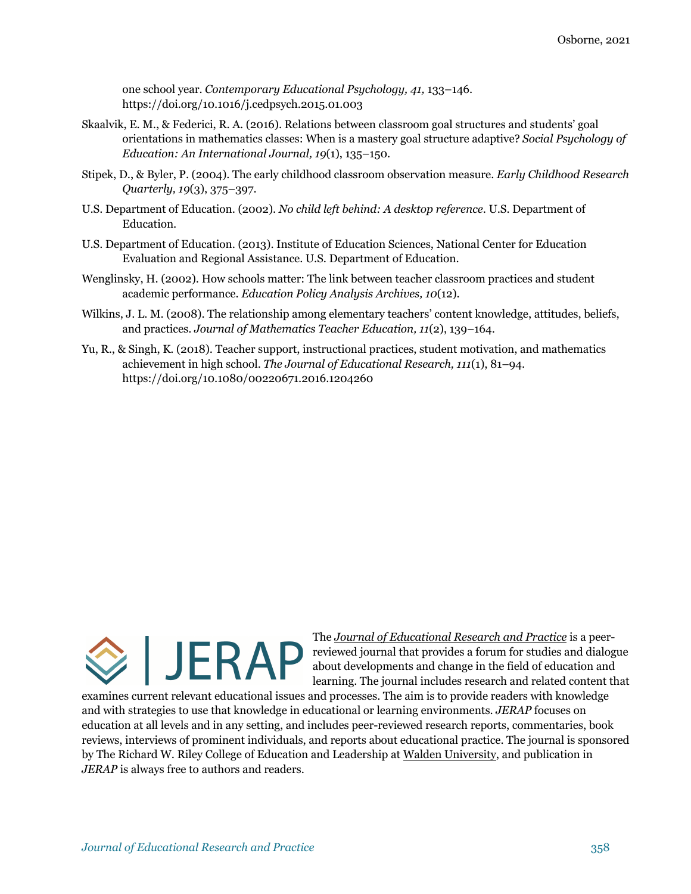one school year. *Contemporary Educational Psychology, 41,* 133–146. https://doi.org/10.1016/j.cedpsych.2015.01.003

Skaalvik, E. M., & Federici, R. A. (2016). Relations between classroom goal structures and students' goal orientations in mathematics classes: When is a mastery goal structure adaptive? *Social Psychology of Education: An International Journal, 19*(1), 135–150.

Stipek, D., & Byler, P. (2004). The early childhood classroom observation measure. *Early Childhood Research Quarterly, 19*(3), 375–397.

U.S. Department of Education. (2002). *No child left behind: A desktop reference*. U.S. Department of Education.

U.S. Department of Education. (2013). Institute of Education Sciences, National Center for Education Evaluation and Regional Assistance. U.S. Department of Education.

Wenglinsky, H. (2002). How schools matter: The link between teacher classroom practices and student academic performance. *Education Policy Analysis Archives, 10*(12).

Wilkins, J. L. M. (2008). The relationship among elementary teachers' content knowledge, attitudes, beliefs, and practices. *Journal of Mathematics Teacher Education, 11*(2), 139–164.

Yu, R., & Singh, K. (2018). Teacher support, instructional practices, student motivation, and mathematics achievement in high school. *The Journal of Educational Research, 111*(1), 81–94. https://doi.org/10.1080/00220671.2016.1204260

JERAP

The *Journal of Educational Research and Practice* is a peer-reviewed journal that provides a forum for studies and dialogue about developments and change in the field of education and learning. The journal includes research and related content that examines current relevant educational issues and processes. The aim is to provide readers with knowledge and with strategies to use that knowledge in educational or learning environments. *JERAP* focuses on education at all levels and in any setting, and includes peer-reviewed research reports, commentaries, book reviews, interviews of prominent individuals, and reports about educational practice. The journal is sponsored by The Richard W. Riley College of Education and Leadership at Walden University, and publication in *JERAP* is always free to authors and readers.